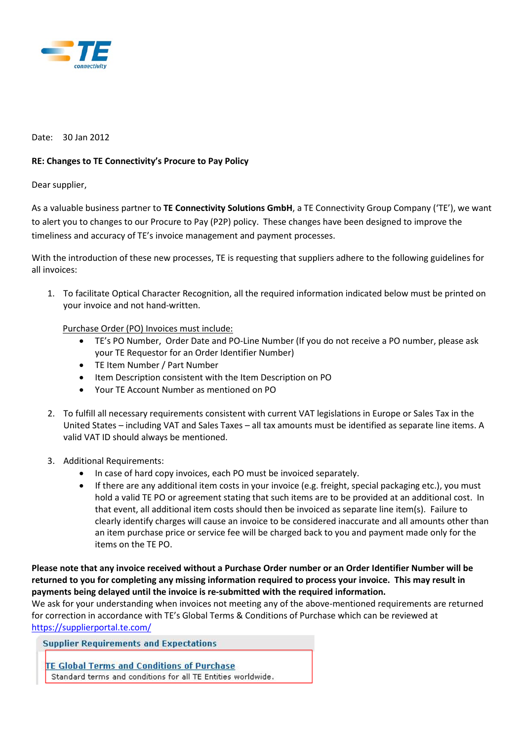Date: 30 Jan 2012

**RE: Changes to TE Connectivity's Procure to Pay Policy**

Dear supplier,

As a valuable business partner to **TE Connectivity Solutions GmbH**, a TE Connectivity Group Company ('TE'), we want to alert you to changes to our Procure to Pay (P2P) policy. These changes have been designed to improve the timeliness and accuracy of TE's invoice management and payment processes.

With the introduction of these new processes, TE is requesting that suppliers adhere to the following guidelines for all invoices:

1. To facilitate Optical Character Recognition, all the required information indicated below must be printed on your invoice and not hand-written.

   Purchase Order (PO) Invoices must include:
   - TE's PO Number, Order Date and PO-Line Number (If you do not receive a PO number, please ask your TE Requestor for an Order Identifier Number)
   - TE Item Number / Part Number
   - Item Description consistent with the Item Description on PO
   - Your TE Account Number as mentioned on PO

2. To fulfill all necessary requirements consistent with current VAT legislations in Europe or Sales Tax in the United States – including VAT and Sales Taxes – all tax amounts must be identified as separate line items. A valid VAT ID should always be mentioned.

3. Additional Requirements:
   - In case of hard copy invoices, each PO must be invoiced separately.
   - If there are any additional item costs in your invoice (e.g. freight, special packaging etc.), you must hold a valid TE PO or agreement stating that such items are to be provided at an additional cost. In that event, all additional item costs should then be invoiced as separate line item(s). Failure to clearly identify charges will cause an invoice to be considered inaccurate and all amounts other than an item purchase price or service fee will be charged back to you and payment made only for the items on the TE PO.

**Please note that any invoice received without a Purchase Order number or an Order Identifier Number will be returned to you for completing any missing information required to process your invoice. This may result in payments being delayed until the invoice is re-submitted with the required information.**
We ask for your understanding when invoices not meeting any of the above-mentioned requirements are returned for correction in accordance with TE's Global Terms & Conditions of Purchase which can be reviewed at https://supplierportal.te.com/

**Supplier Requirements and Expectations**

TE Global Terms and Conditions of Purchase
Standard terms and conditions for all TE Entities worldwide.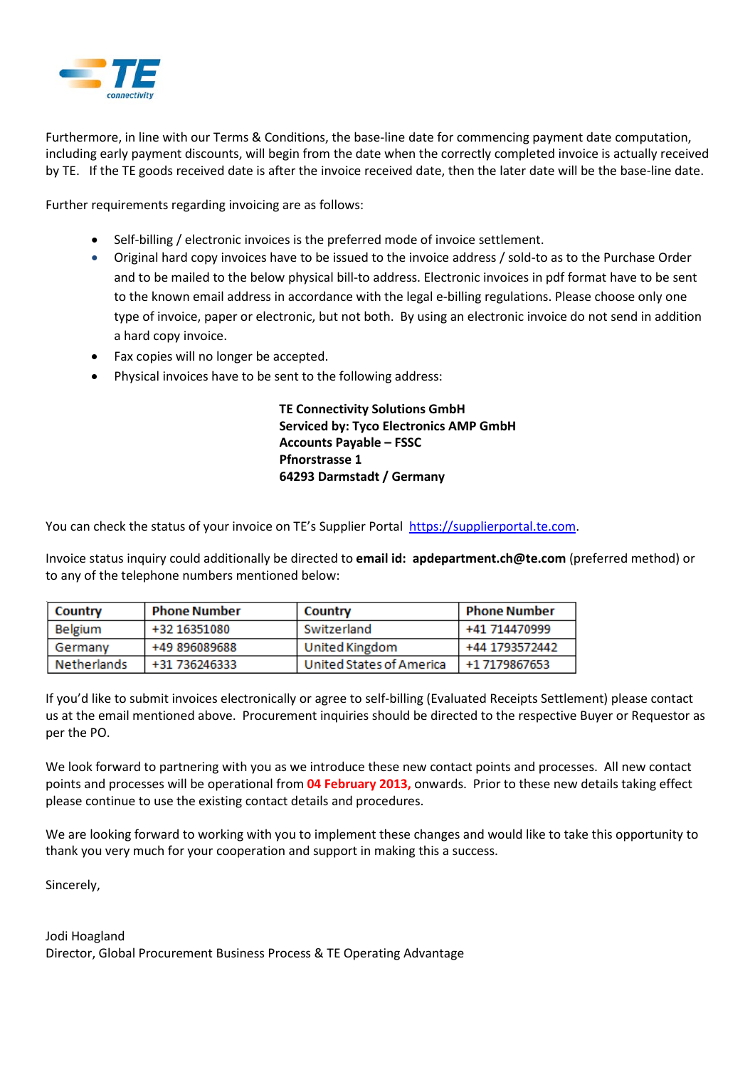Furthermore, in line with our Terms & Conditions, the base-line date for commencing payment date computation, including early payment discounts, will begin from the date when the correctly completed invoice is actually received by TE. If the TE goods received date is after the invoice received date, then the later date will be the base-line date.

Further requirements regarding invoicing are as follows:

- Self-billing / electronic invoices is the preferred mode of invoice settlement.
- Original hard copy invoices have to be issued to the invoice address / sold-to as to the Purchase Order and to be mailed to the below physical bill-to address. Electronic invoices in pdf format have to be sent to the known email address in accordance with the legal e-billing regulations. Please choose only one type of invoice, paper or electronic, but not both. By using an electronic invoice do not send in addition a hard copy invoice.
- Fax copies will no longer be accepted.
- Physical invoices have to be sent to the following address:

**TE Connectivity Solutions GmbH**
**Serviced by: Tyco Electronics AMP GmbH**
**Accounts Payable – FSSC**
**Pfnorstrasse 1**
**64293 Darmstadt / Germany**

You can check the status of your invoice on TE's Supplier Portal https://supplierportal.te.com.

Invoice status inquiry could additionally be directed to **email id: apdepartment.ch@te.com** (preferred method) or to any of the telephone numbers mentioned below:

| Country | Phone Number | Country | Phone Number |
|---|---|---|---|
| Belgium | +32 16351080 | Switzerland | +41 714470999 |
| Germany | +49 896089688 | United Kingdom | +44 1793572442 |
| Netherlands | +31 736246333 | United States of America | +1 7179867653 |

If you'd like to submit invoices electronically or agree to self-billing (Evaluated Receipts Settlement) please contact us at the email mentioned above. Procurement inquiries should be directed to the respective Buyer or Requestor as per the PO.

We look forward to partnering with you as we introduce these new contact points and processes. All new contact points and processes will be operational from **04 February 2013,** onwards. Prior to these new details taking effect please continue to use the existing contact details and procedures.

We are looking forward to working with you to implement these changes and would like to take this opportunity to thank you very much for your cooperation and support in making this a success.

Sincerely,

Jodi Hoagland
Director, Global Procurement Business Process & TE Operating Advantage